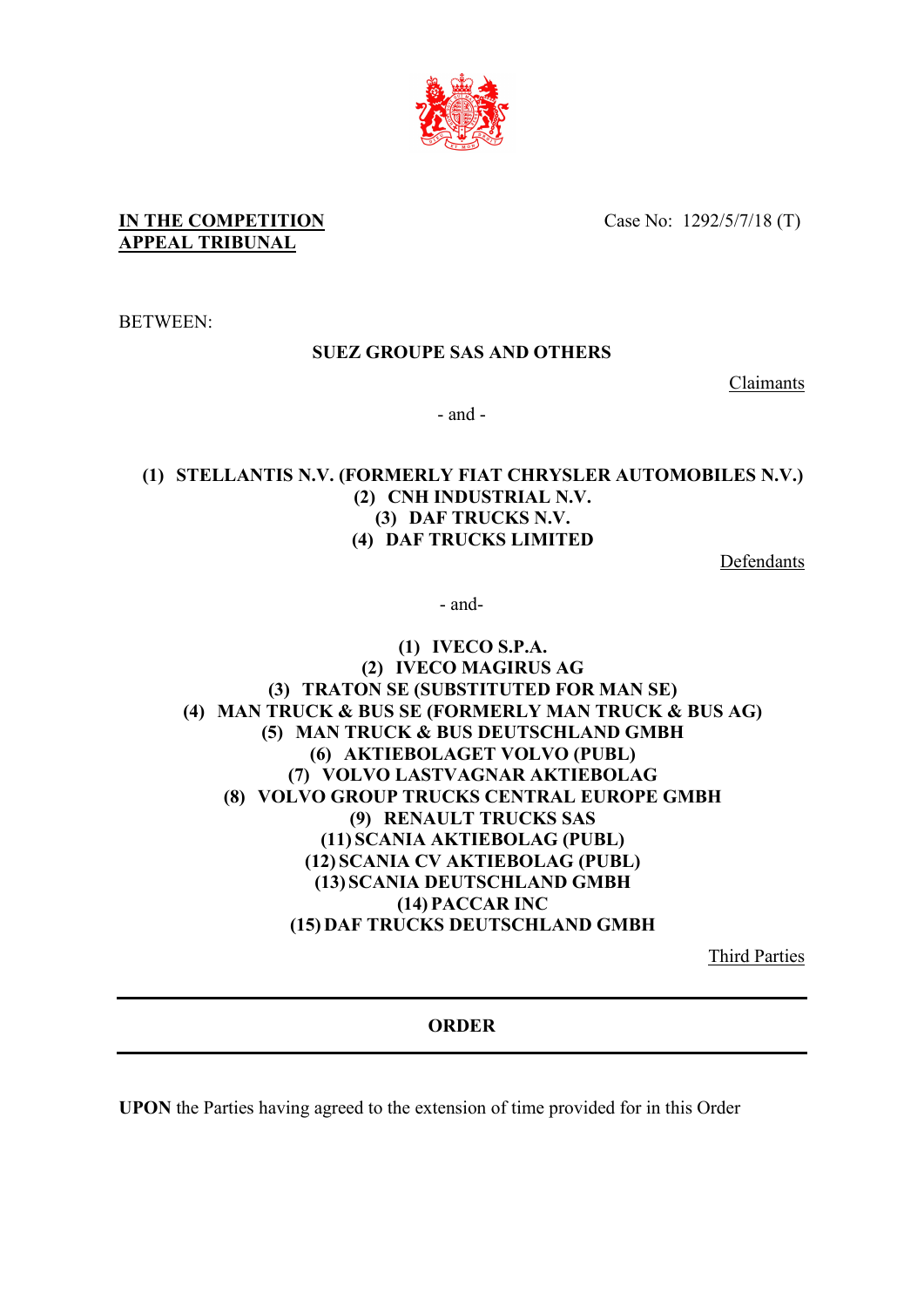**IN THE COMPETITION APPEAL TRIBUNAL**

Case No: 1292/5/7/18 (T)

BETWEEN:

**SUEZ GROUPE SAS AND OTHERS**

Claimants

\- and -

**(1) STELLANTIS N.V. (FORMERLY FIAT CHRYSLER AUTOMOBILES N.V.)**
**(2) CNH INDUSTRIAL N.V.**
**(3) DAF TRUCKS N.V.**
**(4) DAF TRUCKS LIMITED**

Defendants

\- and-

**(1) IVECO S.P.A.**
**(2) IVECO MAGIRUS AG**
**(3) TRATON SE (SUBSTITUTED FOR MAN SE)**
**(4) MAN TRUCK & BUS SE (FORMERLY MAN TRUCK & BUS AG)**
**(5) MAN TRUCK & BUS DEUTSCHLAND GMBH**
**(6) AKTIEBOLAGET VOLVO (PUBL)**
**(7) VOLVO LASTVAGNAR AKTIEBOLAG**
**(8) VOLVO GROUP TRUCKS CENTRAL EUROPE GMBH**
**(9) RENAULT TRUCKS SAS**
**(11) SCANIA AKTIEBOLAG (PUBL)**
**(12) SCANIA CV AKTIEBOLAG (PUBL)**
**(13) SCANIA DEUTSCHLAND GMBH**
**(14) PACCAR INC**
**(15) DAF TRUCKS DEUTSCHLAND GMBH**

Third Parties

---

**ORDER**

---

**UPON** the Parties having agreed to the extension of time provided for in this Order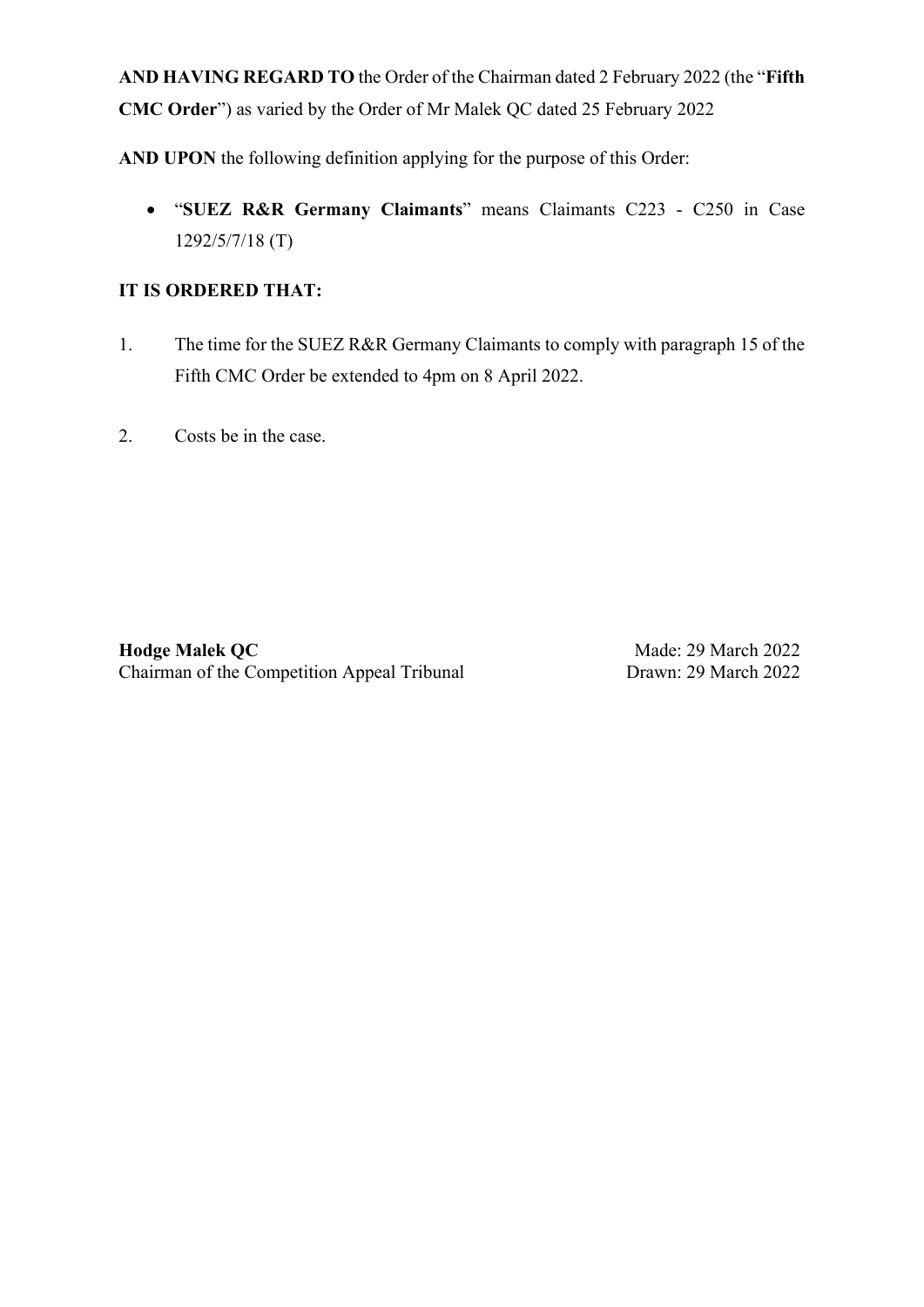**AND HAVING REGARD TO** the Order of the Chairman dated 2 February 2022 (the "**Fifth CMC Order**") as varied by the Order of Mr Malek QC dated 25 February 2022

**AND UPON** the following definition applying for the purpose of this Order:

- "**SUEZ R&R Germany Claimants**" means Claimants C223 - C250 in Case 1292/5/7/18 (T)

**IT IS ORDERED THAT:**

1. The time for the SUEZ R&R Germany Claimants to comply with paragraph 15 of the Fifth CMC Order be extended to 4pm on 8 April 2022.

2. Costs be in the case.

**Hodge Malek QC**
Chairman of the Competition Appeal Tribunal

Made: 29 March 2022
Drawn: 29 March 2022